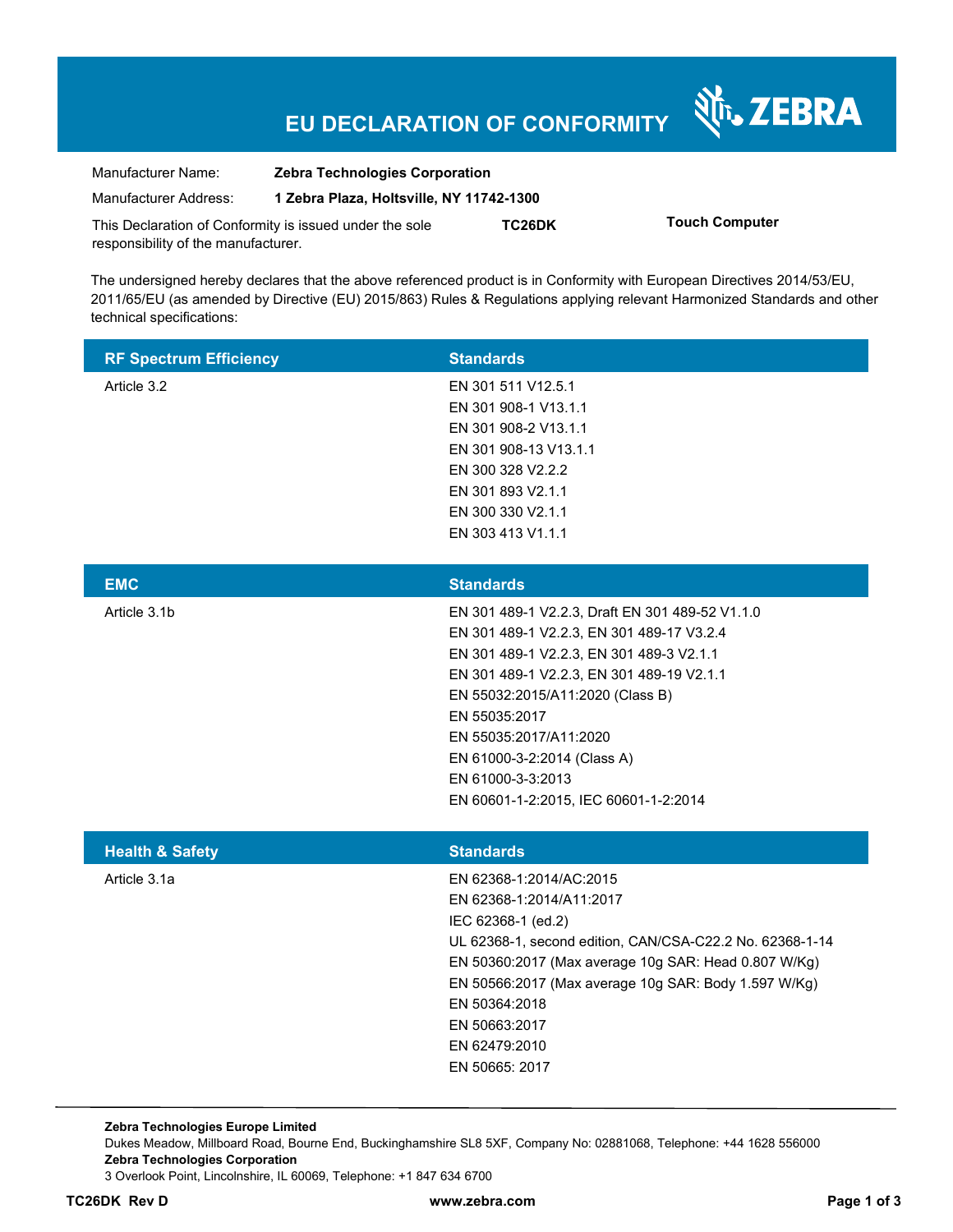# EU DECLARATION OF CONFORMITY

ZEBRA

| | |
|---|---|
| Manufacturer Name: | **Zebra Technologies Corporation** |
| Manufacturer Address: | **1 Zebra Plaza, Holtsville, NY 11742-1300** |

This Declaration of Conformity is issued under the sole responsibility of the manufacturer. **TC26DK** **Touch Computer**

The undersigned hereby declares that the above referenced product is in Conformity with European Directives 2014/53/EU, 2011/65/EU (as amended by Directive (EU) 2015/863) Rules & Regulations applying relevant Harmonized Standards and other technical specifications:

| RF Spectrum Efficiency | Standards |
|---|---|
| Article 3.2 | EN 301 511 V12.5.1<br>EN 301 908-1 V13.1.1<br>EN 301 908-2 V13.1.1<br>EN 301 908-13 V13.1.1<br>EN 300 328 V2.2.2<br>EN 301 893 V2.1.1<br>EN 300 330 V2.1.1<br>EN 303 413 V1.1.1 |

| EMC | Standards |
|---|---|
| Article 3.1b | EN 301 489-1 V2.2.3, Draft EN 301 489-52 V1.1.0<br>EN 301 489-1 V2.2.3, EN 301 489-17 V3.2.4<br>EN 301 489-1 V2.2.3, EN 301 489-3 V2.1.1<br>EN 301 489-1 V2.2.3, EN 301 489-19 V2.1.1<br>EN 55032:2015/A11:2020 (Class B)<br>EN 55035:2017<br>EN 55035:2017/A11:2020<br>EN 61000-3-2:2014 (Class A)<br>EN 61000-3-3:2013<br>EN 60601-1-2:2015, IEC 60601-1-2:2014 |

| Health & Safety | Standards |
|---|---|
| Article 3.1a | EN 62368-1:2014/AC:2015<br>EN 62368-1:2014/A11:2017<br>IEC 62368-1 (ed.2)<br>UL 62368-1, second edition, CAN/CSA-C22.2 No. 62368-1-14<br>EN 50360:2017 (Max average 10g SAR: Head 0.807 W/Kg)<br>EN 50566:2017 (Max average 10g SAR: Body 1.597 W/Kg)<br>EN 50364:2018<br>EN 50663:2017<br>EN 62479:2010<br>EN 50665: 2017 |

**Zebra Technologies Europe Limited**
Dukes Meadow, Millboard Road, Bourne End, Buckinghamshire SL8 5XF, Company No: 02881068, Telephone: +44 1628 556000
**Zebra Technologies Corporation**
3 Overlook Point, Lincolnshire, IL 60069, Telephone: +1 847 634 6700

**TC26DK Rev D** **www.zebra.com**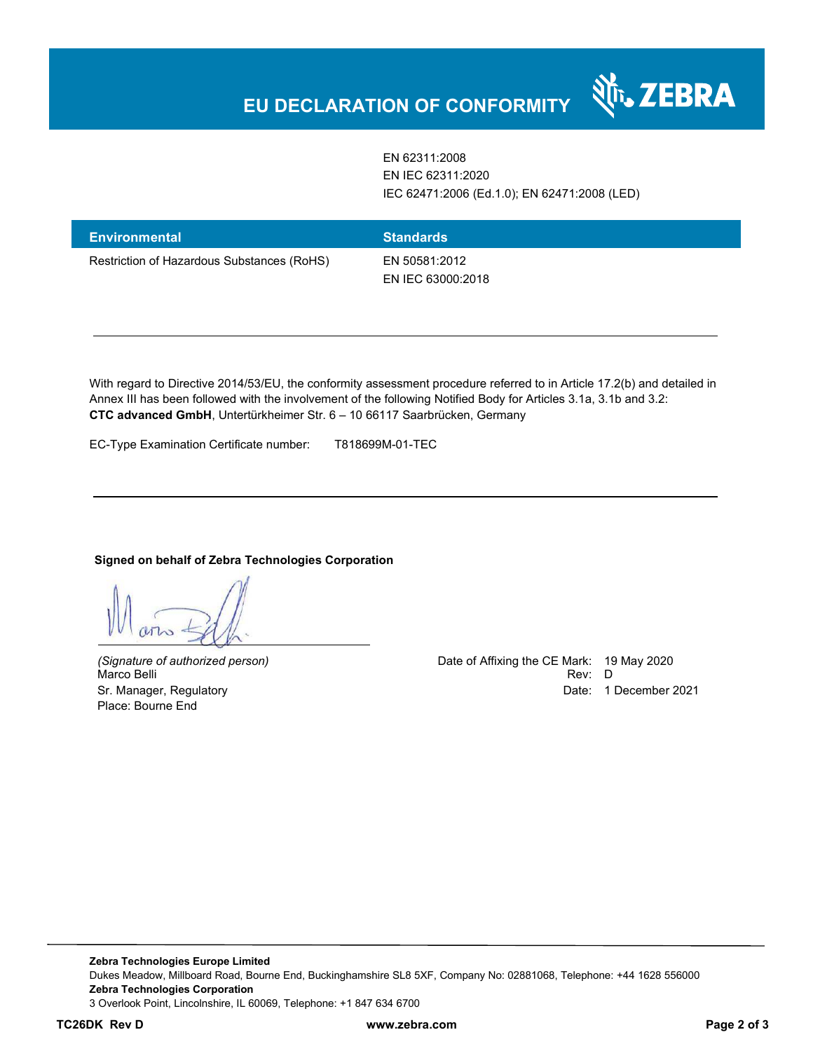# EU DECLARATION OF CONFORMITY

| | |
|---|---|
| | EN 62311:2008<br>EN IEC 62311:2020<br>IEC 62471:2006 (Ed.1.0); EN 62471:2008 (LED) |

| Environmental | Standards |
|---|---|
| Restriction of Hazardous Substances (RoHS) | EN 50581:2012<br>EN IEC 63000:2018 |

With regard to Directive 2014/53/EU, the conformity assessment procedure referred to in Article 17.2(b) and detailed in Annex III has been followed with the involvement of the following Notified Body for Articles 3.1a, 3.1b and 3.2:
**CTC advanced GmbH**, Untertürkheimer Str. 6 – 10 66117 Saarbrücken, Germany

EC-Type Examination Certificate number: T818699M-01-TEC

**Signed on behalf of Zebra Technologies Corporation**

*(Signature of authorized person)*
Marco Belli
Sr. Manager, Regulatory
Place: Bourne End

Date of Affixing the CE Mark: 19 May 2020
Rev: D
Date: 1 December 2021

**Zebra Technologies Europe Limited**
Dukes Meadow, Millboard Road, Bourne End, Buckinghamshire SL8 5XF, Company No: 02881068, Telephone: +44 1628 556000
**Zebra Technologies Corporation**
3 Overlook Point, Lincolnshire, IL 60069, Telephone: +1 847 634 6700

**TC26DK Rev D** **www.zebra.com**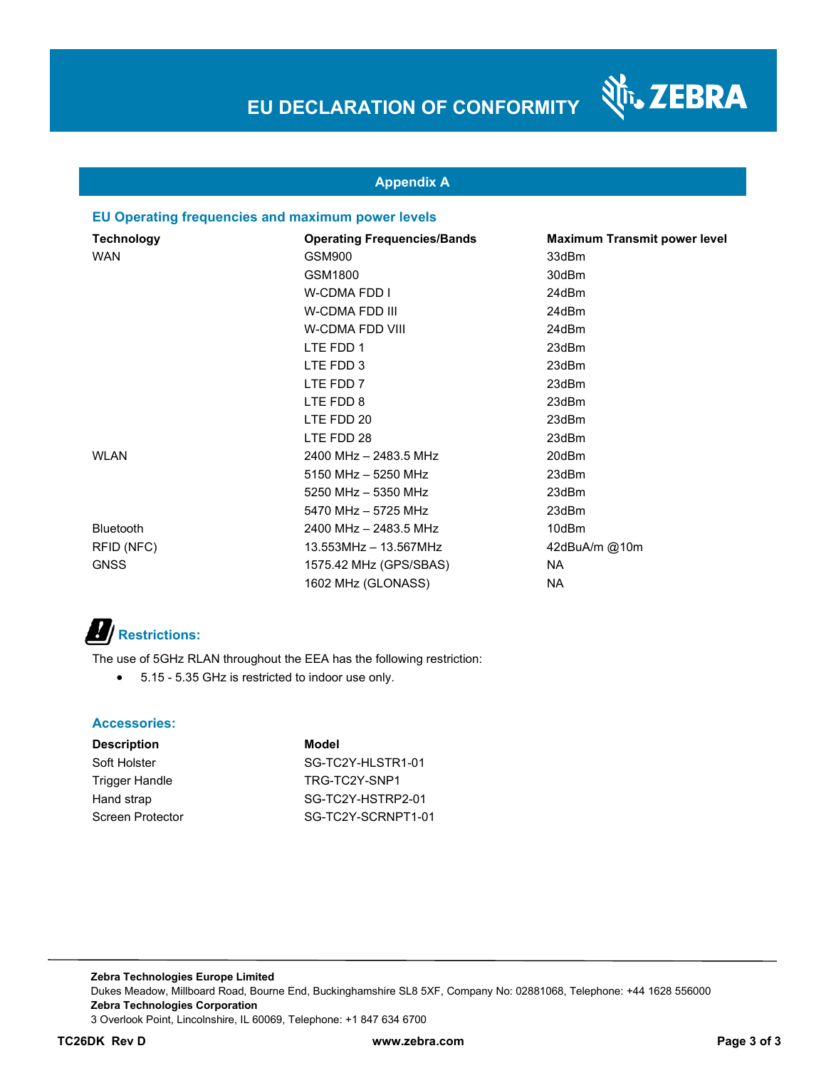# EU DECLARATION OF CONFORMITY

## Appendix A

### EU Operating frequencies and maximum power levels

| Technology | Operating Frequencies/Bands | Maximum Transmit power level |
|---|---|---|
| WAN | GSM900 | 33dBm |
| | GSM1800 | 30dBm |
| | W-CDMA FDD I | 24dBm |
| | W-CDMA FDD III | 24dBm |
| | W-CDMA FDD VIII | 24dBm |
| | LTE FDD 1 | 23dBm |
| | LTE FDD 3 | 23dBm |
| | LTE FDD 7 | 23dBm |
| | LTE FDD 8 | 23dBm |
| | LTE FDD 20 | 23dBm |
| | LTE FDD 28 | 23dBm |
| WLAN | 2400 MHz – 2483.5 MHz | 20dBm |
| | 5150 MHz – 5250 MHz | 23dBm |
| | 5250 MHz – 5350 MHz | 23dBm |
| | 5470 MHz – 5725 MHz | 23dBm |
| Bluetooth | 2400 MHz – 2483.5 MHz | 10dBm |
| RFID (NFC) | 13.553MHz – 13.567MHz | 42dBuA/m @10m |
| GNSS | 1575.42 MHz (GPS/SBAS) | NA |
| | 1602 MHz (GLONASS) | NA |

### Restrictions:

The use of 5GHz RLAN throughout the EEA has the following restriction:

- 5.15 - 5.35 GHz is restricted to indoor use only.

### Accessories:

| Description | Model |
|---|---|
| Soft Holster | SG-TC2Y-HLSTR1-01 |
| Trigger Handle | TRG-TC2Y-SNP1 |
| Hand strap | SG-TC2Y-HSTRP2-01 |
| Screen Protector | SG-TC2Y-SCRNPT1-01 |

**Zebra Technologies Europe Limited**
Dukes Meadow, Millboard Road, Bourne End, Buckinghamshire SL8 5XF, Company No: 02881068, Telephone: +44 1628 556000
**Zebra Technologies Corporation**
3 Overlook Point, Lincolnshire, IL 60069, Telephone: +1 847 634 6700

**TC26DK Rev D** **www.zebra.com**